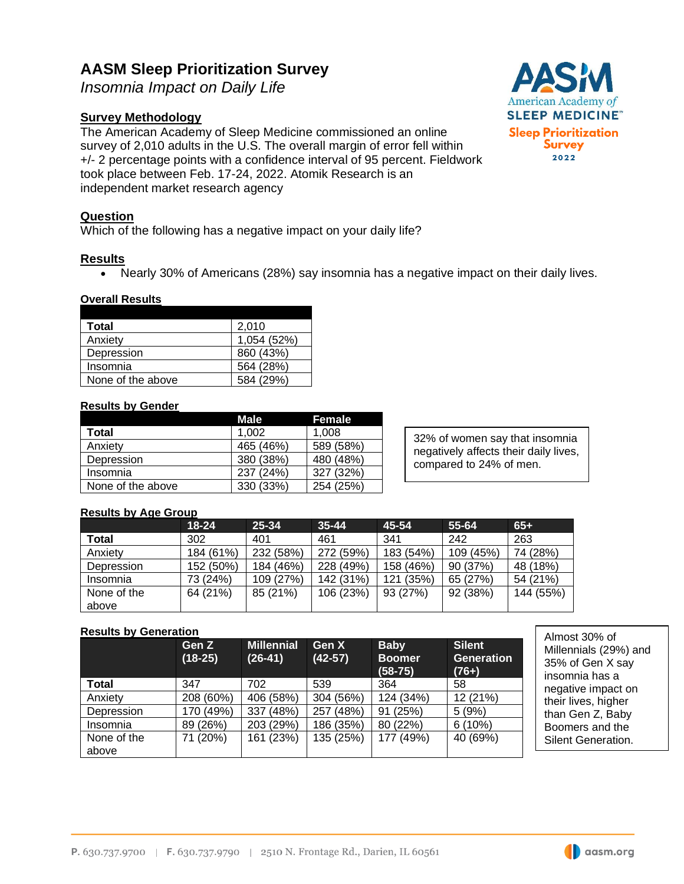# AASM Sleep Prioritization Survey

*Insomnia Impact on Daily Life*

## Survey Methodology

The American Academy of Sleep Medicine commissioned an online survey of 2,010 adults in the U.S. The overall margin of error fell within +/- 2 percentage points with a confidence interval of 95 percent. Fieldwork took place between Feb. 17-24, 2022. Atomik Research is an independent market research agency

## Question

Which of the following has a negative impact on your daily life?

## Results

- Nearly 30% of Americans (28%) say insomnia has a negative impact on their daily lives.

### Overall Results

| | |
|---|---|
| **Total** | 2,010 |
| Anxiety | 1,054 (52%) |
| Depression | 860 (43%) |
| Insomnia | 564 (28%) |
| None of the above | 584 (29%) |

### Results by Gender

| | Male | Female |
|---|---|---|
| **Total** | 1,002 | 1,008 |
| Anxiety | 465 (46%) | 589 (58%) |
| Depression | 380 (38%) | 480 (48%) |
| Insomnia | 237 (24%) | 327 (32%) |
| None of the above | 330 (33%) | 254 (25%) |

32% of women say that insomnia negatively affects their daily lives, compared to 24% of men.

### Results by Age Group

| | 18-24 | 25-34 | 35-44 | 45-54 | 55-64 | 65+ |
|---|---|---|---|---|---|---|
| **Total** | 302 | 401 | 461 | 341 | 242 | 263 |
| Anxiety | 184 (61%) | 232 (58%) | 272 (59%) | 183 (54%) | 109 (45%) | 74 (28%) |
| Depression | 152 (50%) | 184 (46%) | 228 (49%) | 158 (46%) | 90 (37%) | 48 (18%) |
| Insomnia | 73 (24%) | 109 (27%) | 142 (31%) | 121 (35%) | 65 (27%) | 54 (21%) |
| None of the above | 64 (21%) | 85 (21%) | 106 (23%) | 93 (27%) | 92 (38%) | 144 (55%) |

### Results by Generation

| | Gen Z (18-25) | Millennial (26-41) | Gen X (42-57) | Baby Boomer (58-75) | Silent Generation (76+) |
|---|---|---|---|---|---|
| **Total** | 347 | 702 | 539 | 364 | 58 |
| Anxiety | 208 (60%) | 406 (58%) | 304 (56%) | 124 (34%) | 12 (21%) |
| Depression | 170 (49%) | 337 (48%) | 257 (48%) | 91 (25%) | 5 (9%) |
| Insomnia | 89 (26%) | 203 (29%) | 186 (35%) | 80 (22%) | 6 (10%) |
| None of the above | 71 (20%) | 161 (23%) | 135 (25%) | 177 (49%) | 40 (69%) |

Almost 30% of Millennials (29%) and 35% of Gen X say insomnia has a negative impact on their lives, higher than Gen Z, Baby Boomers and the Silent Generation.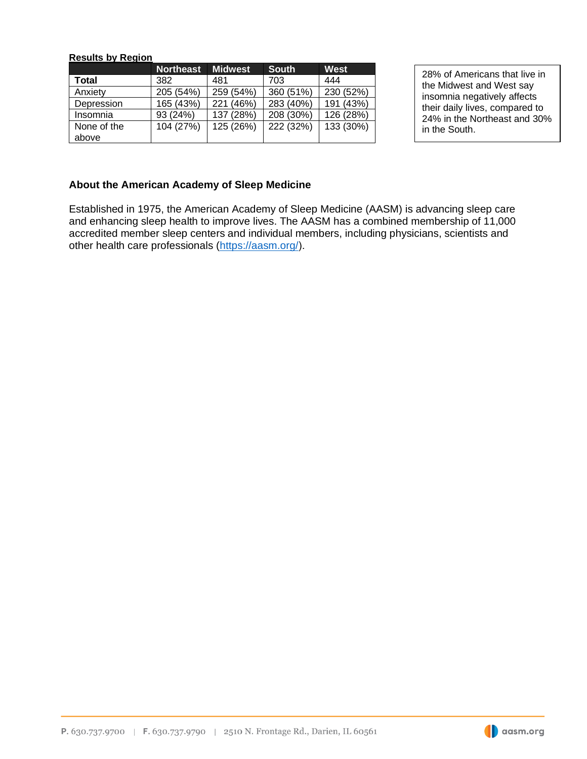**Results by Region**

| | Northeast | Midwest | South | West |
|---|---|---|---|---|
| **Total** | 382 | 481 | 703 | 444 |
| Anxiety | 205 (54%) | 259 (54%) | 360 (51%) | 230 (52%) |
| Depression | 165 (43%) | 221 (46%) | 283 (40%) | 191 (43%) |
| Insomnia | 93 (24%) | 137 (28%) | 208 (30%) | 126 (28%) |
| None of the above | 104 (27%) | 125 (26%) | 222 (32%) | 133 (30%) |

28% of Americans that live in the Midwest and West say insomnia negatively affects their daily lives, compared to 24% in the Northeast and 30% in the South.

### About the American Academy of Sleep Medicine

Established in 1975, the American Academy of Sleep Medicine (AASM) is advancing sleep care and enhancing sleep health to improve lives. The AASM has a combined membership of 11,000 accredited member sleep centers and individual members, including physicians, scientists and other health care professionals (https://aasm.org/).